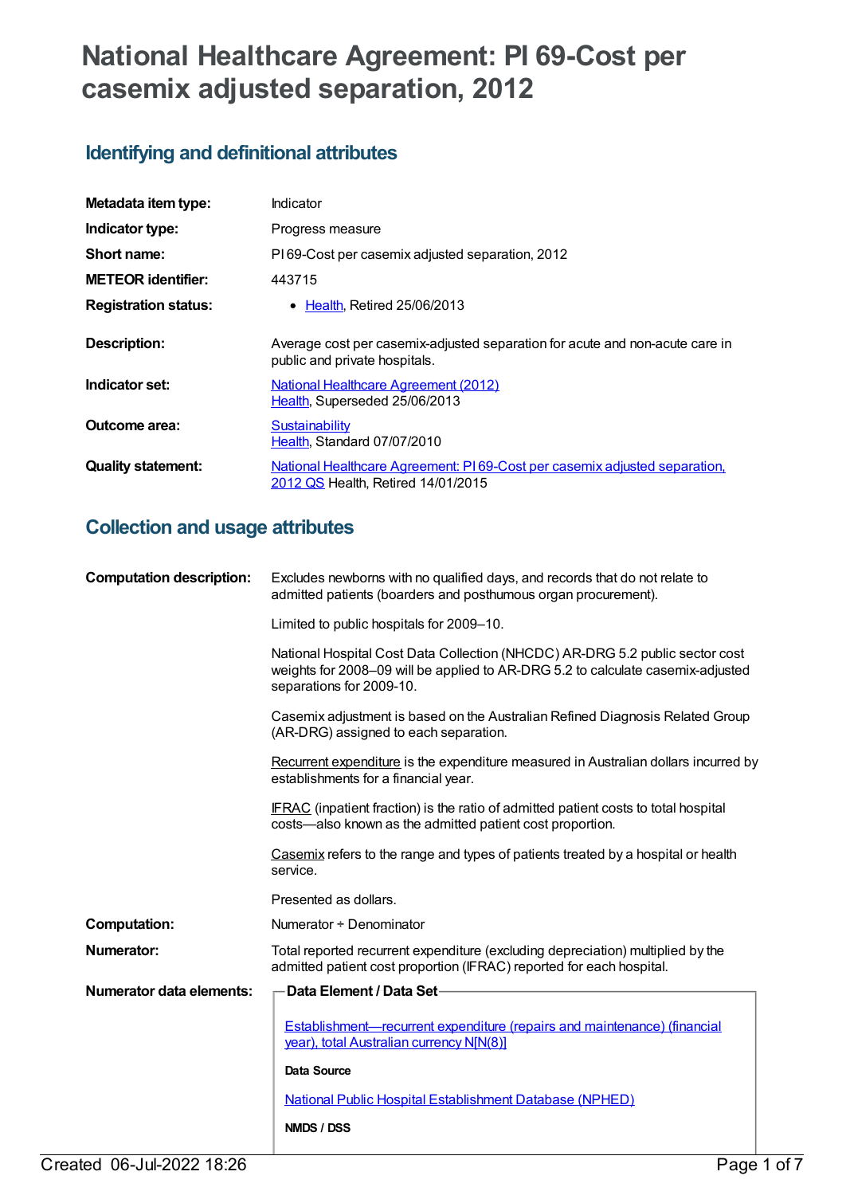# National Healthcare Agreement: PI 69-Cost per casemix adjusted separation, 2012

## Identifying and definitional attributes

| | |
|---|---|
| **Metadata item type:** | Indicator |
| **Indicator type:** | Progress measure |
| **Short name:** | PI 69-Cost per casemix adjusted separation, 2012 |
| **METEOR identifier:** | 443715 |
| **Registration status:** | • Health, Retired 25/06/2013 |
| **Description:** | Average cost per casemix-adjusted separation for acute and non-acute care in public and private hospitals. |
| **Indicator set:** | National Healthcare Agreement (2012) Health, Superseded 25/06/2013 |
| **Outcome area:** | Sustainability Health, Standard 07/07/2010 |
| **Quality statement:** | National Healthcare Agreement: PI 69-Cost per casemix adjusted separation, 2012 QS Health, Retired 14/01/2015 |

## Collection and usage attributes

**Computation description:**

Excludes newborns with no qualified days, and records that do not relate to admitted patients (boarders and posthumous organ procurement).

Limited to public hospitals for 2009–10.

National Hospital Cost Data Collection (NHCDC) AR-DRG 5.2 public sector cost weights for 2008–09 will be applied to AR-DRG 5.2 to calculate casemix-adjusted separations for 2009-10.

Casemix adjustment is based on the Australian Refined Diagnosis Related Group (AR-DRG) assigned to each separation.

Recurrent expenditure is the expenditure measured in Australian dollars incurred by establishments for a financial year.

IFRAC (inpatient fraction) is the ratio of admitted patient costs to total hospital costs—also known as the admitted patient cost proportion.

Casemix refers to the range and types of patients treated by a hospital or health service.

Presented as dollars.

**Computation:** Numerator ÷ Denominator

**Numerator:** Total reported recurrent expenditure (excluding depreciation) multiplied by the admitted patient cost proportion (IFRAC) reported for each hospital.

**Numerator data elements:**

**Data Element / Data Set**

Establishment—recurrent expenditure (repairs and maintenance) (financial year), total Australian currency N[N(8)]

**Data Source**

National Public Hospital Establishment Database (NPHED)

**NMDS / DSS**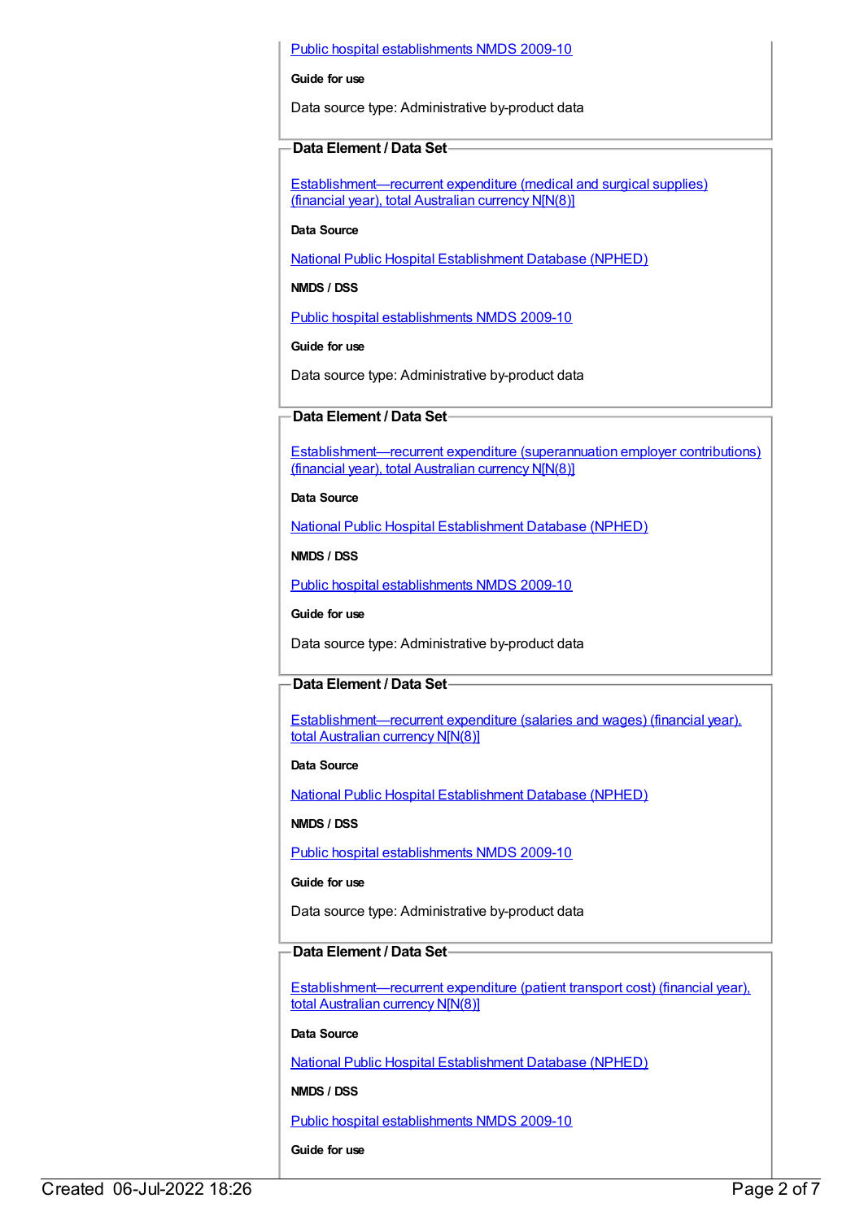Public hospital establishments NMDS 2009-10

**Guide for use**

Data source type: Administrative by-product data

**Data Element / Data Set**

Establishment—recurrent expenditure (medical and surgical supplies) (financial year), total Australian currency N[N(8)]

**Data Source**

National Public Hospital Establishment Database (NPHED)

**NMDS / DSS**

Public hospital establishments NMDS 2009-10

**Guide for use**

Data source type: Administrative by-product data

**Data Element / Data Set**

Establishment—recurrent expenditure (superannuation employer contributions) (financial year), total Australian currency N[N(8)]

**Data Source**

National Public Hospital Establishment Database (NPHED)

**NMDS / DSS**

Public hospital establishments NMDS 2009-10

**Guide for use**

Data source type: Administrative by-product data

**Data Element / Data Set**

Establishment—recurrent expenditure (salaries and wages) (financial year), total Australian currency N[N(8)]

**Data Source**

National Public Hospital Establishment Database (NPHED)

**NMDS / DSS**

Public hospital establishments NMDS 2009-10

**Guide for use**

Data source type: Administrative by-product data

**Data Element / Data Set**

Establishment—recurrent expenditure (patient transport cost) (financial year), total Australian currency N[N(8)]

**Data Source**

National Public Hospital Establishment Database (NPHED)

**NMDS / DSS**

Public hospital establishments NMDS 2009-10

**Guide for use**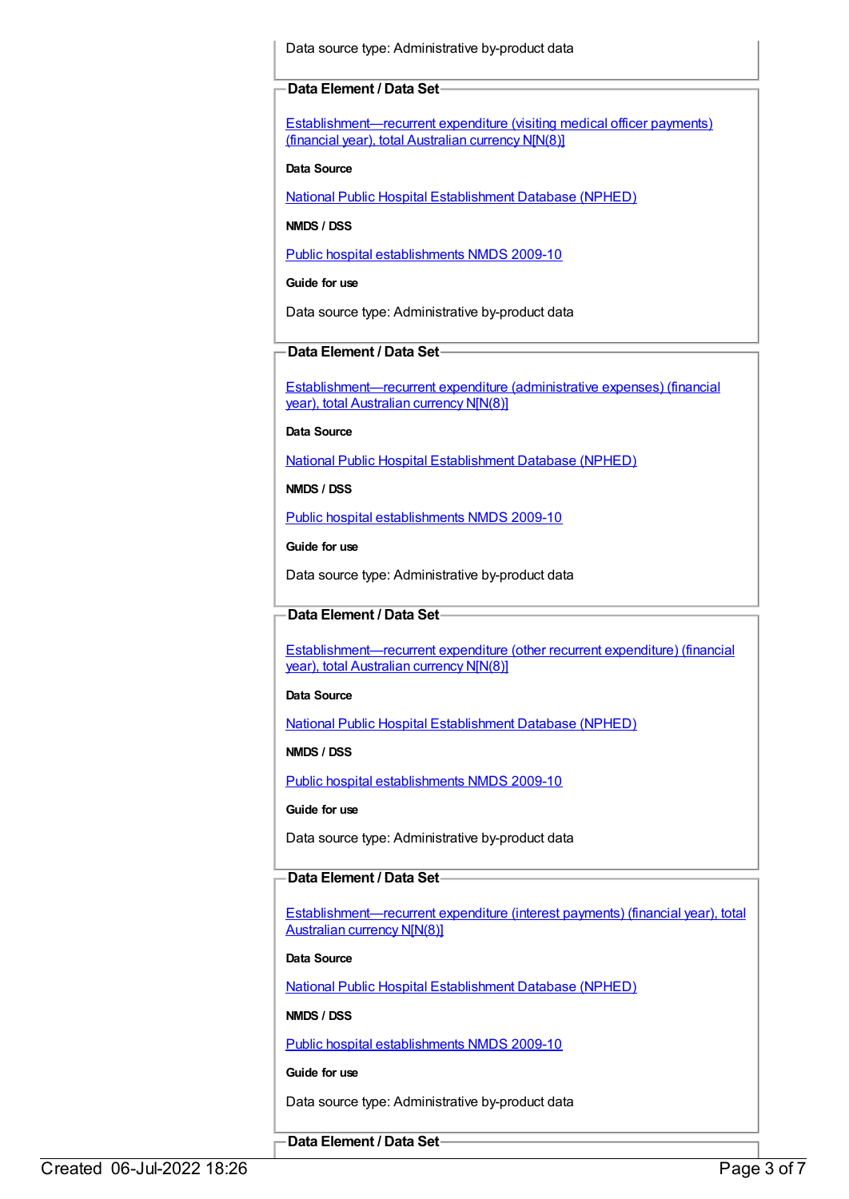Data source type: Administrative by-product data

**Data Element / Data Set**

Establishment—recurrent expenditure (visiting medical officer payments) (financial year), total Australian currency N[N(8)]

**Data Source**

National Public Hospital Establishment Database (NPHED)

**NMDS / DSS**

Public hospital establishments NMDS 2009-10

**Guide for use**

Data source type: Administrative by-product data

**Data Element / Data Set**

Establishment—recurrent expenditure (administrative expenses) (financial year), total Australian currency N[N(8)]

**Data Source**

National Public Hospital Establishment Database (NPHED)

**NMDS / DSS**

Public hospital establishments NMDS 2009-10

**Guide for use**

Data source type: Administrative by-product data

**Data Element / Data Set**

Establishment—recurrent expenditure (other recurrent expenditure) (financial year), total Australian currency N[N(8)]

**Data Source**

National Public Hospital Establishment Database (NPHED)

**NMDS / DSS**

Public hospital establishments NMDS 2009-10

**Guide for use**

Data source type: Administrative by-product data

**Data Element / Data Set**

Establishment—recurrent expenditure (interest payments) (financial year), total Australian currency N[N(8)]

**Data Source**

National Public Hospital Establishment Database (NPHED)

**NMDS / DSS**

Public hospital establishments NMDS 2009-10

**Guide for use**

Data source type: Administrative by-product data

**Data Element / Data Set**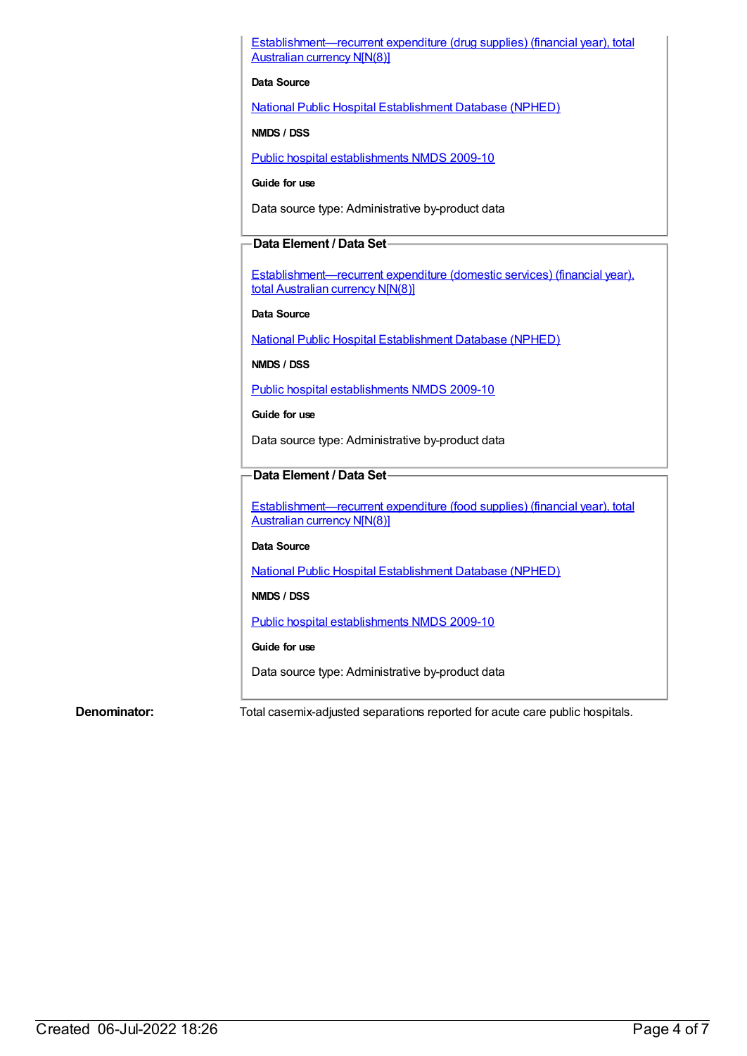[Establishment—recurrent expenditure (drug supplies) (financial year), total Australian currency N[N(8)]]

**Data Source**

[National Public Hospital Establishment Database (NPHED)]

**NMDS / DSS**

[Public hospital establishments NMDS 2009-10]

**Guide for use**

Data source type: Administrative by-product data

**Data Element / Data Set**

[Establishment—recurrent expenditure (domestic services) (financial year), total Australian currency N[N(8)]]

**Data Source**

[National Public Hospital Establishment Database (NPHED)]

**NMDS / DSS**

[Public hospital establishments NMDS 2009-10]

**Guide for use**

Data source type: Administrative by-product data

**Data Element / Data Set**

[Establishment—recurrent expenditure (food supplies) (financial year), total Australian currency N[N(8)]]

**Data Source**

[National Public Hospital Establishment Database (NPHED)]

**NMDS / DSS**

[Public hospital establishments NMDS 2009-10]

**Guide for use**

Data source type: Administrative by-product data

**Denominator:** Total casemix-adjusted separations reported for acute care public hospitals.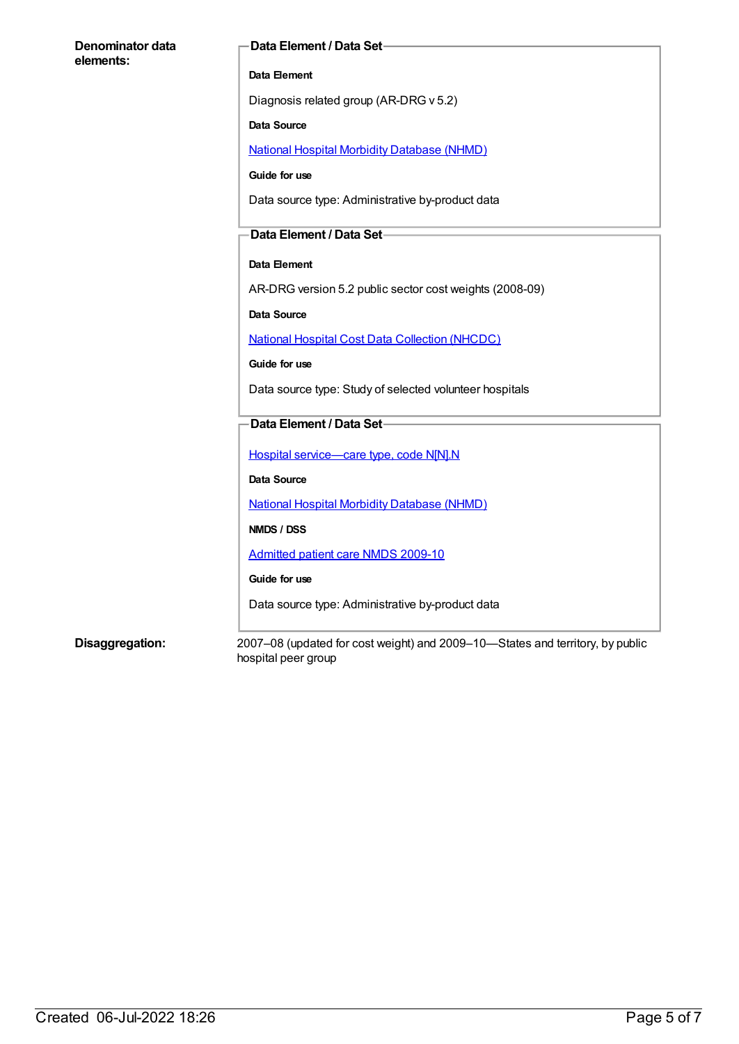**Denominator data elements:**

**Data Element / Data Set**

**Data Element**

Diagnosis related group (AR-DRG v 5.2)

**Data Source**

National Hospital Morbidity Database (NHMD)

**Guide for use**

Data source type: Administrative by-product data

**Data Element / Data Set**

**Data Element**

AR-DRG version 5.2 public sector cost weights (2008-09)

**Data Source**

National Hospital Cost Data Collection (NHCDC)

**Guide for use**

Data source type: Study of selected volunteer hospitals

**Data Element / Data Set**

Hospital service—care type, code N[N].N

**Data Source**

National Hospital Morbidity Database (NHMD)

**NMDS / DSS**

Admitted patient care NMDS 2009-10

**Guide for use**

Data source type: Administrative by-product data

**Disaggregation:**

2007–08 (updated for cost weight) and 2009–10—States and territory, by public hospital peer group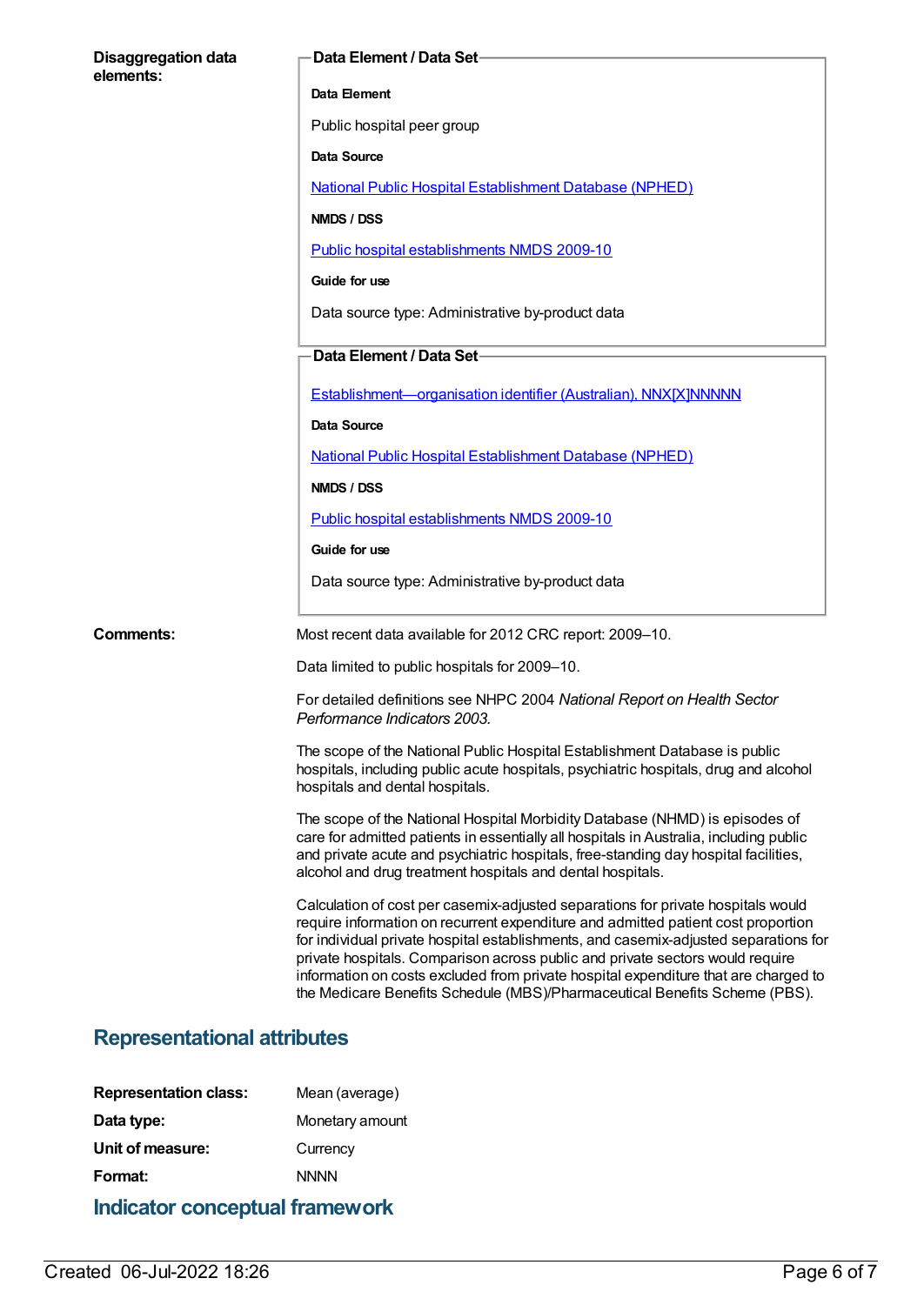**Disaggregation data elements:**

**Data Element / Data Set**

**Data Element**

Public hospital peer group

**Data Source**

National Public Hospital Establishment Database (NPHED)

**NMDS / DSS**

Public hospital establishments NMDS 2009-10

**Guide for use**

Data source type: Administrative by-product data

**Data Element / Data Set**

Establishment—organisation identifier (Australian), NNX[X]NNNNN

**Data Source**

National Public Hospital Establishment Database (NPHED)

**NMDS / DSS**

Public hospital establishments NMDS 2009-10

**Guide for use**

Data source type: Administrative by-product data

**Comments:**

Most recent data available for 2012 CRC report: 2009–10.

Data limited to public hospitals for 2009–10.

For detailed definitions see NHPC 2004 *National Report on Health Sector Performance Indicators 2003.*

The scope of the National Public Hospital Establishment Database is public hospitals, including public acute hospitals, psychiatric hospitals, drug and alcohol hospitals and dental hospitals.

The scope of the National Hospital Morbidity Database (NHMD) is episodes of care for admitted patients in essentially all hospitals in Australia, including public and private acute and psychiatric hospitals, free-standing day hospital facilities, alcohol and drug treatment hospitals and dental hospitals.

Calculation of cost per casemix-adjusted separations for private hospitals would require information on recurrent expenditure and admitted patient cost proportion for individual private hospital establishments, and casemix-adjusted separations for private hospitals. Comparison across public and private sectors would require information on costs excluded from private hospital expenditure that are charged to the Medicare Benefits Schedule (MBS)/Pharmaceutical Benefits Scheme (PBS).

## Representational attributes

**Representation class:** Mean (average)

**Data type:** Monetary amount

**Unit of measure:** Currency

**Format:** NNNN

## Indicator conceptual framework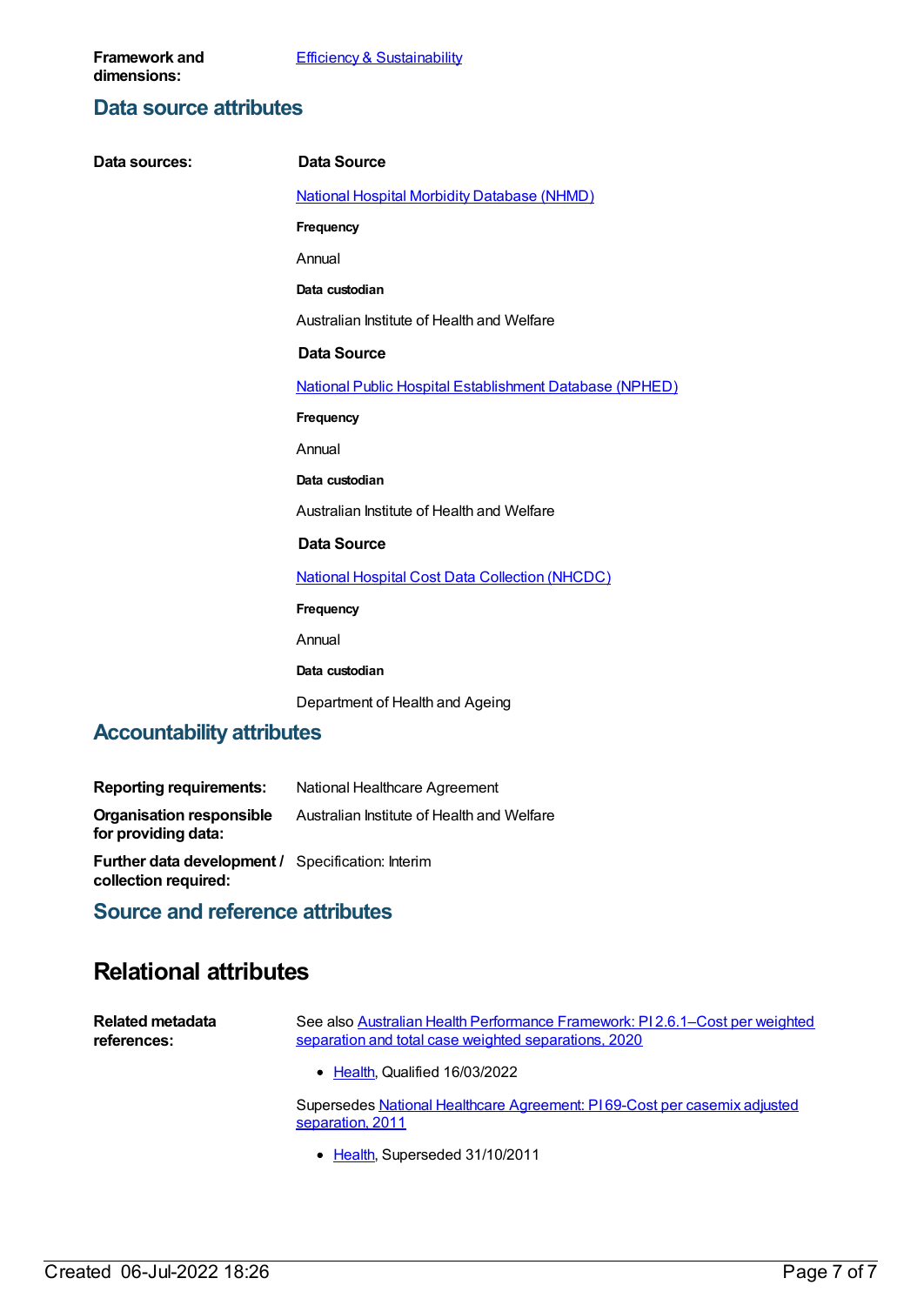**Framework and dimensions:** Efficiency & Sustainability

## Data source attributes

**Data sources:**

**Data Source**

National Hospital Morbidity Database (NHMD)

**Frequency**

Annual

**Data custodian**

Australian Institute of Health and Welfare

**Data Source**

National Public Hospital Establishment Database (NPHED)

**Frequency**

Annual

**Data custodian**

Australian Institute of Health and Welfare

**Data Source**

National Hospital Cost Data Collection (NHCDC)

**Frequency**

Annual

**Data custodian**

Department of Health and Ageing

## Accountability attributes

**Reporting requirements:** National Healthcare Agreement

**Organisation responsible for providing data:** Australian Institute of Health and Welfare

**Further data development / collection required:** Specification: Interim

## Source and reference attributes

# Relational attributes

**Related metadata references:**

See also Australian Health Performance Framework: PI 2.6.1–Cost per weighted separation and total case weighted separations, 2020

- Health, Qualified 16/03/2022

Supersedes National Healthcare Agreement: PI 69-Cost per casemix adjusted separation, 2011

- Health, Superseded 31/10/2011